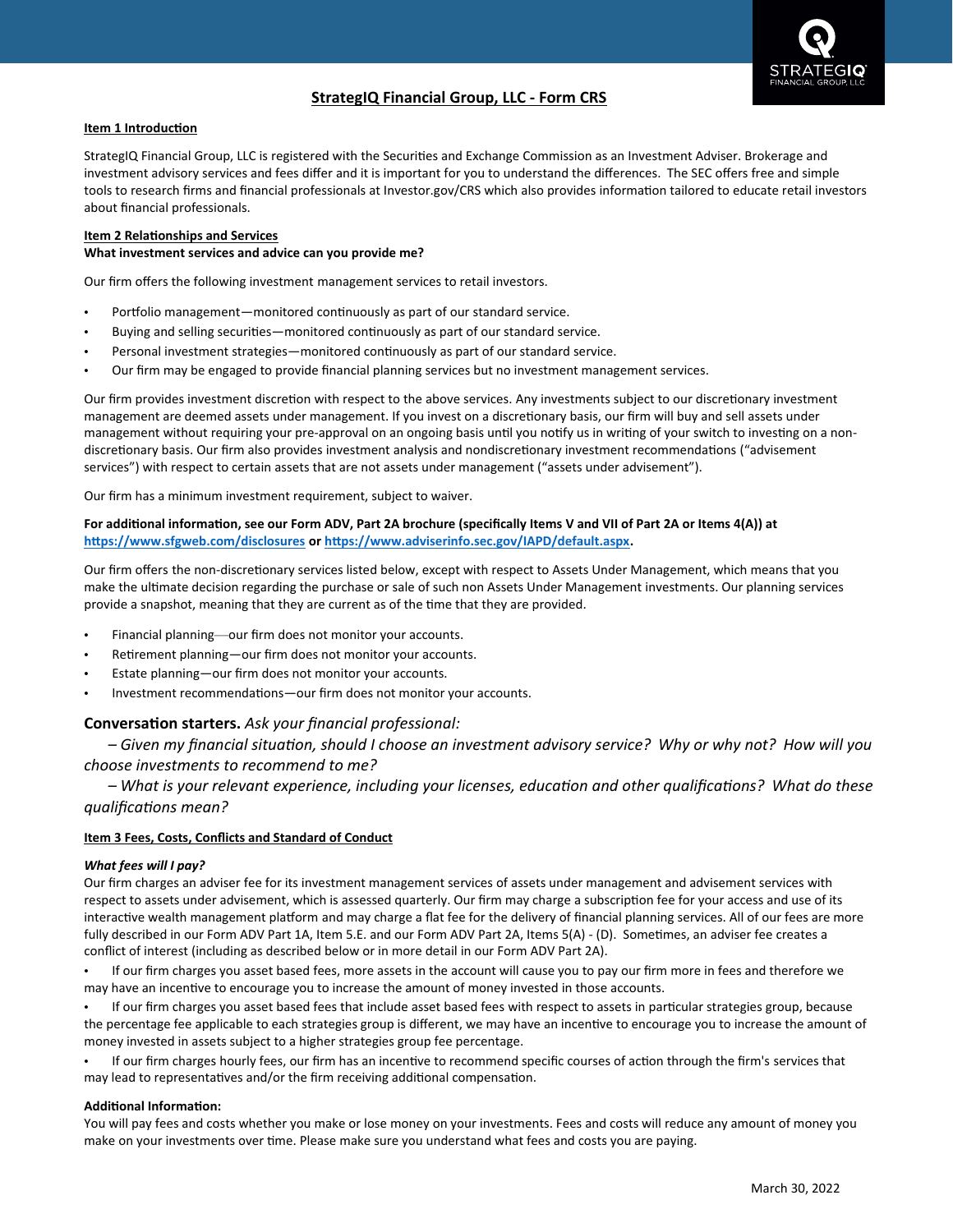# StrategIQ Financial Group, LLC - Form CRS

## Item 1 Introduction

StrategIQ Financial Group, LLC is registered with the Securities and Exchange Commission as an Investment Adviser. Brokerage and investment advisory services and fees differ and it is important for you to understand the differences. The SEC offers free and simple tools to research firms and financial professionals at Investor.gov/CRS which also provides information tailored to educate retail investors about financial professionals.

## Item 2 Relationships and Services

**What investment services and advice can you provide me?**

Our firm offers the following investment management services to retail investors.

- Portfolio management—monitored continuously as part of our standard service.
- Buying and selling securities—monitored continuously as part of our standard service.
- Personal investment strategies—monitored continuously as part of our standard service.
- Our firm may be engaged to provide financial planning services but no investment management services.

Our firm provides investment discretion with respect to the above services. Any investments subject to our discretionary investment management are deemed assets under management. If you invest on a discretionary basis, our firm will buy and sell assets under management without requiring your pre-approval on an ongoing basis until you notify us in writing of your switch to investing on a non-discretionary basis. Our firm also provides investment analysis and nondiscretionary investment recommendations ("advisement services") with respect to certain assets that are not assets under management ("assets under advisement").

Our firm has a minimum investment requirement, subject to waiver.

**For additional information, see our Form ADV, Part 2A brochure (specifically Items V and VII of Part 2A or Items 4(A)) at [https://www.sfgweb.com/disclosures](https://www.sfgweb.com/disclosures) or [https://www.adviserinfo.sec.gov/IAPD/default.aspx](https://www.adviserinfo.sec.gov/IAPD/default.aspx).**

Our firm offers the non-discretionary services listed below, except with respect to Assets Under Management, which means that you make the ultimate decision regarding the purchase or sale of such non Assets Under Management investments. Our planning services provide a snapshot, meaning that they are current as of the time that they are provided.

- Financial planning—our firm does not monitor your accounts.
- Retirement planning—our firm does not monitor your accounts.
- Estate planning—our firm does not monitor your accounts.
- Investment recommendations—our firm does not monitor your accounts.

**Conversation starters.** *Ask your financial professional:*

*– Given my financial situation, should I choose an investment advisory service? Why or why not? How will you choose investments to recommend to me?*

*– What is your relevant experience, including your licenses, education and other qualifications? What do these qualifications mean?*

## Item 3 Fees, Costs, Conflicts and Standard of Conduct

***What fees will I pay?***

Our firm charges an adviser fee for its investment management services of assets under management and advisement services with respect to assets under advisement, which is assessed quarterly. Our firm may charge a subscription fee for your access and use of its interactive wealth management platform and may charge a flat fee for the delivery of financial planning services. All of our fees are more fully described in our Form ADV Part 1A, Item 5.E. and our Form ADV Part 2A, Items 5(A) - (D). Sometimes, an adviser fee creates a conflict of interest (including as described below or in more detail in our Form ADV Part 2A).

- If our firm charges you asset based fees, more assets in the account will cause you to pay our firm more in fees and therefore we may have an incentive to encourage you to increase the amount of money invested in those accounts.
- If our firm charges you asset based fees that include asset based fees with respect to assets in particular strategies group, because the percentage fee applicable to each strategies group is different, we may have an incentive to encourage you to increase the amount of money invested in assets subject to a higher strategies group fee percentage.
- If our firm charges hourly fees, our firm has an incentive to recommend specific courses of action through the firm's services that may lead to representatives and/or the firm receiving additional compensation.

**Additional Information:**

You will pay fees and costs whether you make or lose money on your investments. Fees and costs will reduce any amount of money you make on your investments over time. Please make sure you understand what fees and costs you are paying.

March 30, 2022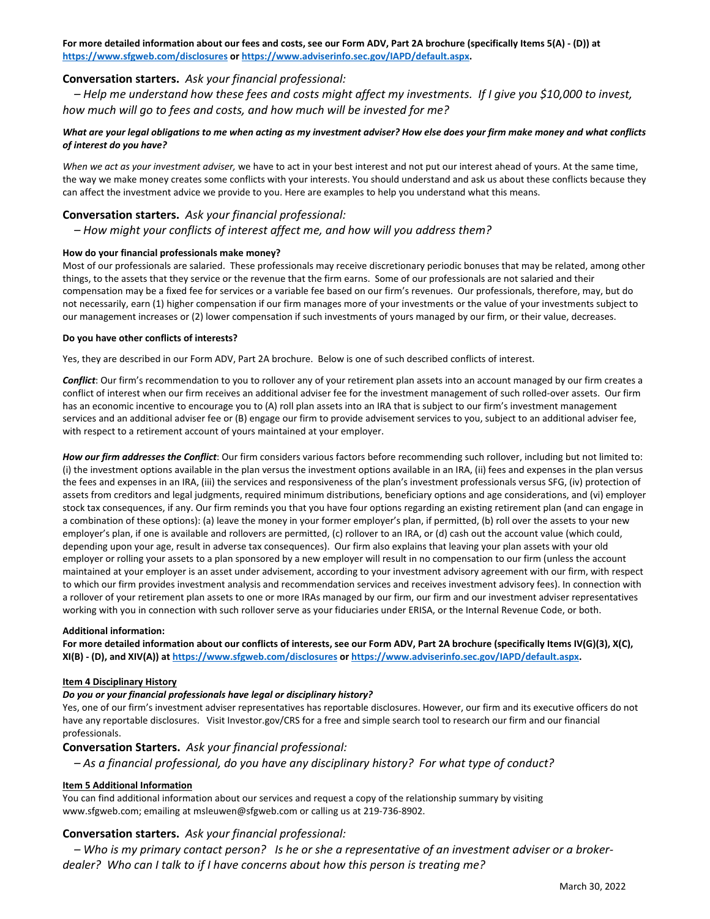**For more detailed information about our fees and costs, see our Form ADV, Part 2A brochure (specifically Items 5(A) - (D)) at https://www.sfgweb.com/disclosures or https://www.adviserinfo.sec.gov/IAPD/default.aspx.**

**Conversation starters.** *Ask your financial professional:*

*– Help me understand how these fees and costs might affect my investments. If I give you $10,000 to invest, how much will go to fees and costs, and how much will be invested for me?*

***What are your legal obligations to me when acting as my investment adviser? How else does your firm make money and what conflicts of interest do you have?***

*When we act as your investment adviser,* we have to act in your best interest and not put our interest ahead of yours. At the same time, the way we make money creates some conflicts with your interests. You should understand and ask us about these conflicts because they can affect the investment advice we provide to you. Here are examples to help you understand what this means.

**Conversation starters.** *Ask your financial professional:*

*– How might your conflicts of interest affect me, and how will you address them?*

**How do your financial professionals make money?**

Most of our professionals are salaried. These professionals may receive discretionary periodic bonuses that may be related, among other things, to the assets that they service or the revenue that the firm earns. Some of our professionals are not salaried and their compensation may be a fixed fee for services or a variable fee based on our firm's revenues. Our professionals, therefore, may, but do not necessarily, earn (1) higher compensation if our firm manages more of your investments or the value of your investments subject to our management increases or (2) lower compensation if such investments of yours managed by our firm, or their value, decreases.

**Do you have other conflicts of interests?**

Yes, they are described in our Form ADV, Part 2A brochure. Below is one of such described conflicts of interest.

***Conflict***: Our firm's recommendation to you to rollover any of your retirement plan assets into an account managed by our firm creates a conflict of interest when our firm receives an additional adviser fee for the investment management of such rolled-over assets. Our firm has an economic incentive to encourage you to (A) roll plan assets into an IRA that is subject to our firm's investment management services and an additional adviser fee or (B) engage our firm to provide advisement services to you, subject to an additional adviser fee, with respect to a retirement account of yours maintained at your employer.

***How our firm addresses the Conflict***: Our firm considers various factors before recommending such rollover, including but not limited to: (i) the investment options available in the plan versus the investment options available in an IRA, (ii) fees and expenses in the plan versus the fees and expenses in an IRA, (iii) the services and responsiveness of the plan's investment professionals versus SFG, (iv) protection of assets from creditors and legal judgments, required minimum distributions, beneficiary options and age considerations, and (vi) employer stock tax consequences, if any. Our firm reminds you that you have four options regarding an existing retirement plan (and can engage in a combination of these options): (a) leave the money in your former employer's plan, if permitted, (b) roll over the assets to your new employer's plan, if one is available and rollovers are permitted, (c) rollover to an IRA, or (d) cash out the account value (which could, depending upon your age, result in adverse tax consequences). Our firm also explains that leaving your plan assets with your old employer or rolling your assets to a plan sponsored by a new employer will result in no compensation to our firm (unless the account maintained at your employer is an asset under advisement, according to your investment advisory agreement with our firm, with respect to which our firm provides investment analysis and recommendation services and receives investment advisory fees). In connection with a rollover of your retirement plan assets to one or more IRAs managed by our firm, our firm and our investment adviser representatives working with you in connection with such rollover serve as your fiduciaries under ERISA, or the Internal Revenue Code, or both.

**Additional information:**

**For more detailed information about our conflicts of interests, see our Form ADV, Part 2A brochure (specifically Items IV(G)(3), X(C), XI(B) - (D), and XIV(A)) at https://www.sfgweb.com/disclosures or https://www.adviserinfo.sec.gov/IAPD/default.aspx.**

## Item 4 Disciplinary History

***Do you or your financial professionals have legal or disciplinary history?***

Yes, one of our firm's investment adviser representatives has reportable disclosures. However, our firm and its executive officers do not have any reportable disclosures. Visit Investor.gov/CRS for a free and simple search tool to research our firm and our financial professionals.

**Conversation Starters.** *Ask your financial professional:*

*– As a financial professional, do you have any disciplinary history? For what type of conduct?*

## Item 5 Additional Information

You can find additional information about our services and request a copy of the relationship summary by visiting www.sfgweb.com; emailing at msleuwen@sfgweb.com or calling us at 219-736-8902.

**Conversation starters.** *Ask your financial professional:*

*– Who is my primary contact person? Is he or she a representative of an investment adviser or a broker-dealer? Who can I talk to if I have concerns about how this person is treating me?*

March 30, 2022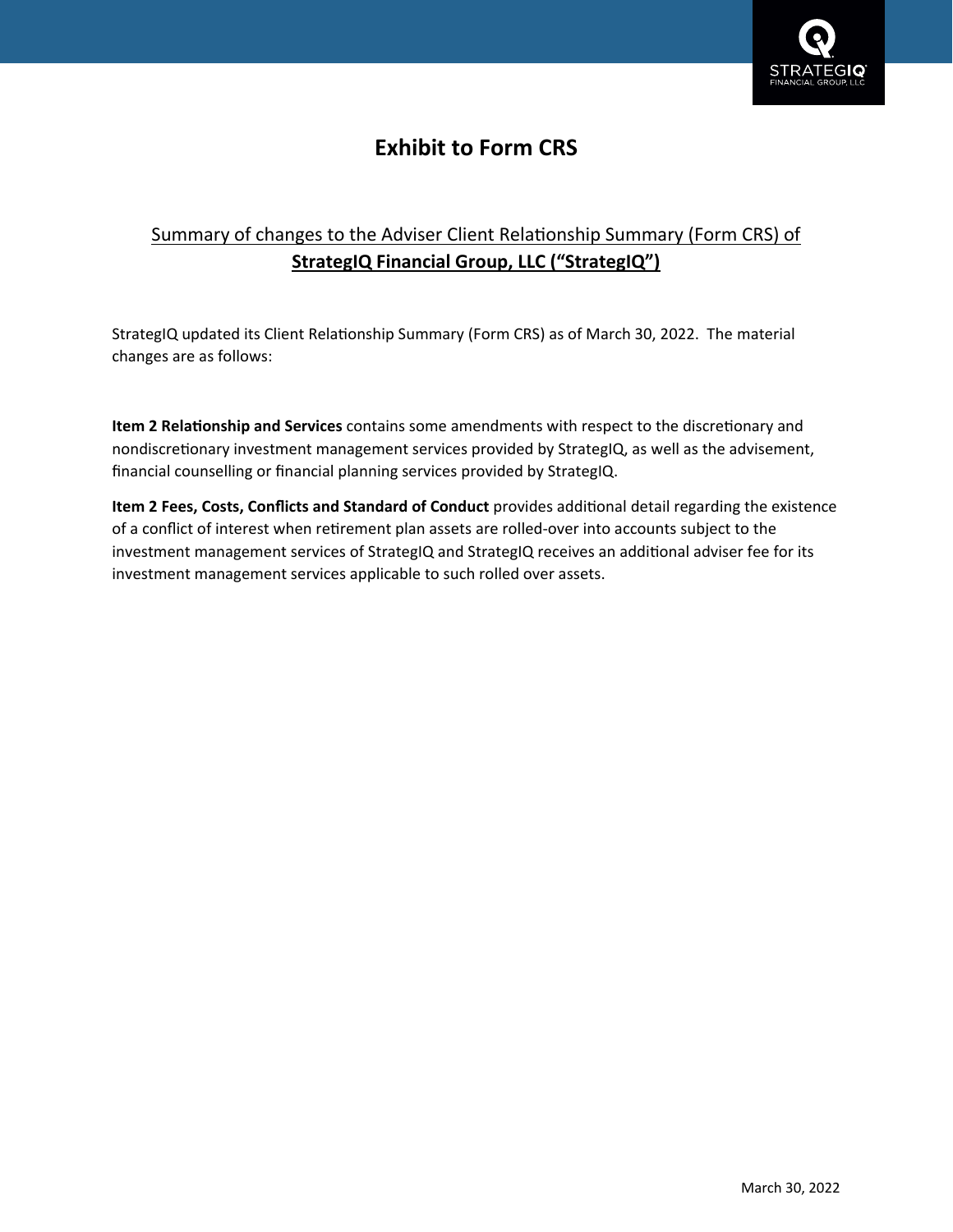# Exhibit to Form CRS

## Summary of changes to the Adviser Client Relationship Summary (Form CRS) of **StrategIQ Financial Group, LLC ("StrategIQ")**

StrategIQ updated its Client Relationship Summary (Form CRS) as of March 30, 2022. The material changes are as follows:

**Item 2 Relationship and Services** contains some amendments with respect to the discretionary and nondiscretionary investment management services provided by StrategIQ, as well as the advisement, financial counselling or financial planning services provided by StrategIQ.

**Item 2 Fees, Costs, Conflicts and Standard of Conduct** provides additional detail regarding the existence of a conflict of interest when retirement plan assets are rolled-over into accounts subject to the investment management services of StrategIQ and StrategIQ receives an additional adviser fee for its investment management services applicable to such rolled over assets.

March 30, 2022